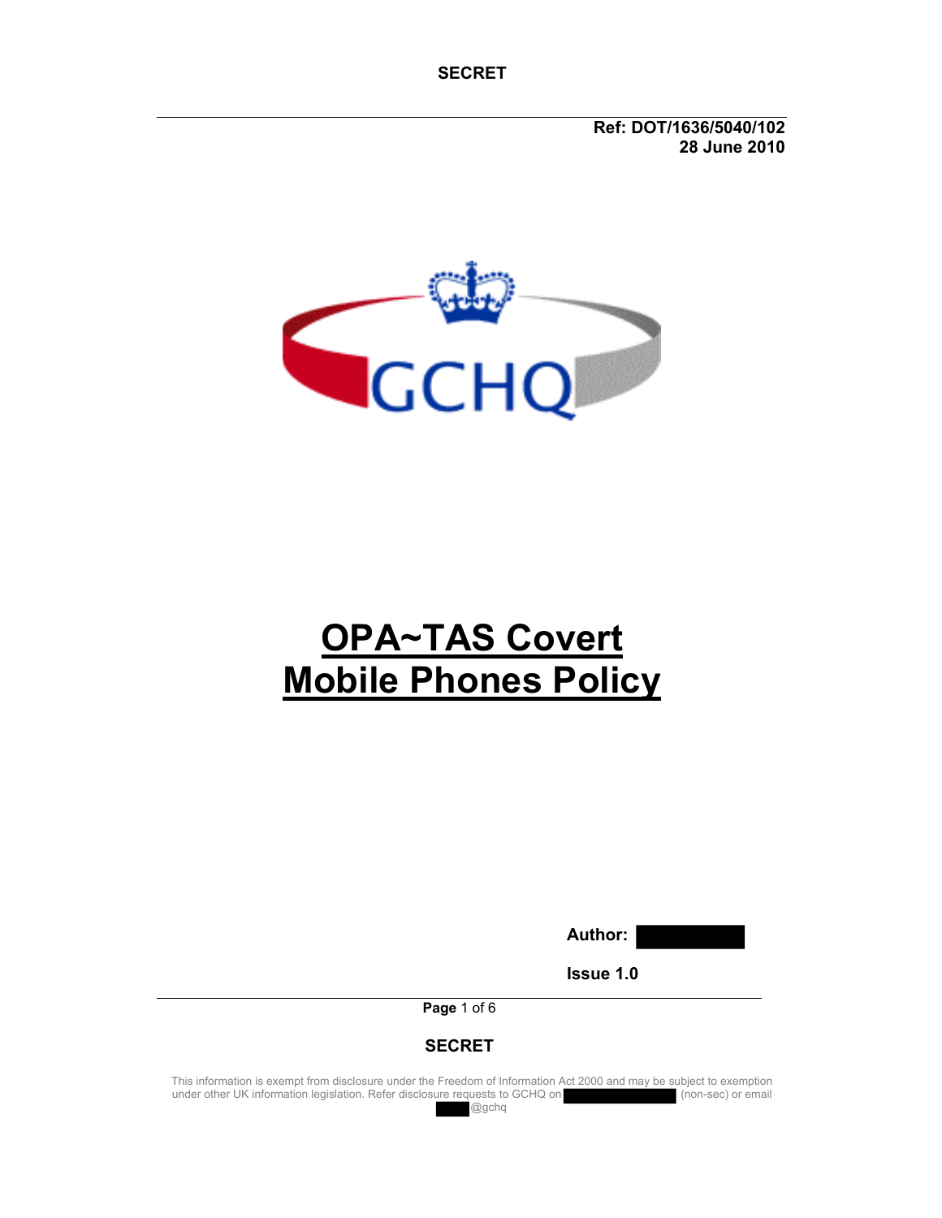Ref: DOT/1636/5040/102
28 June 2010

GCHQ

# OPA~TAS Covert Mobile Phones Policy

**Author:** ████████

**Issue 1.0**

This information is exempt from disclosure under the Freedom of Information Act 2000 and may be subject to exemption under other UK information legislation. Refer disclosure requests to GCHQ on ████████ (non-sec) or email ████@gchq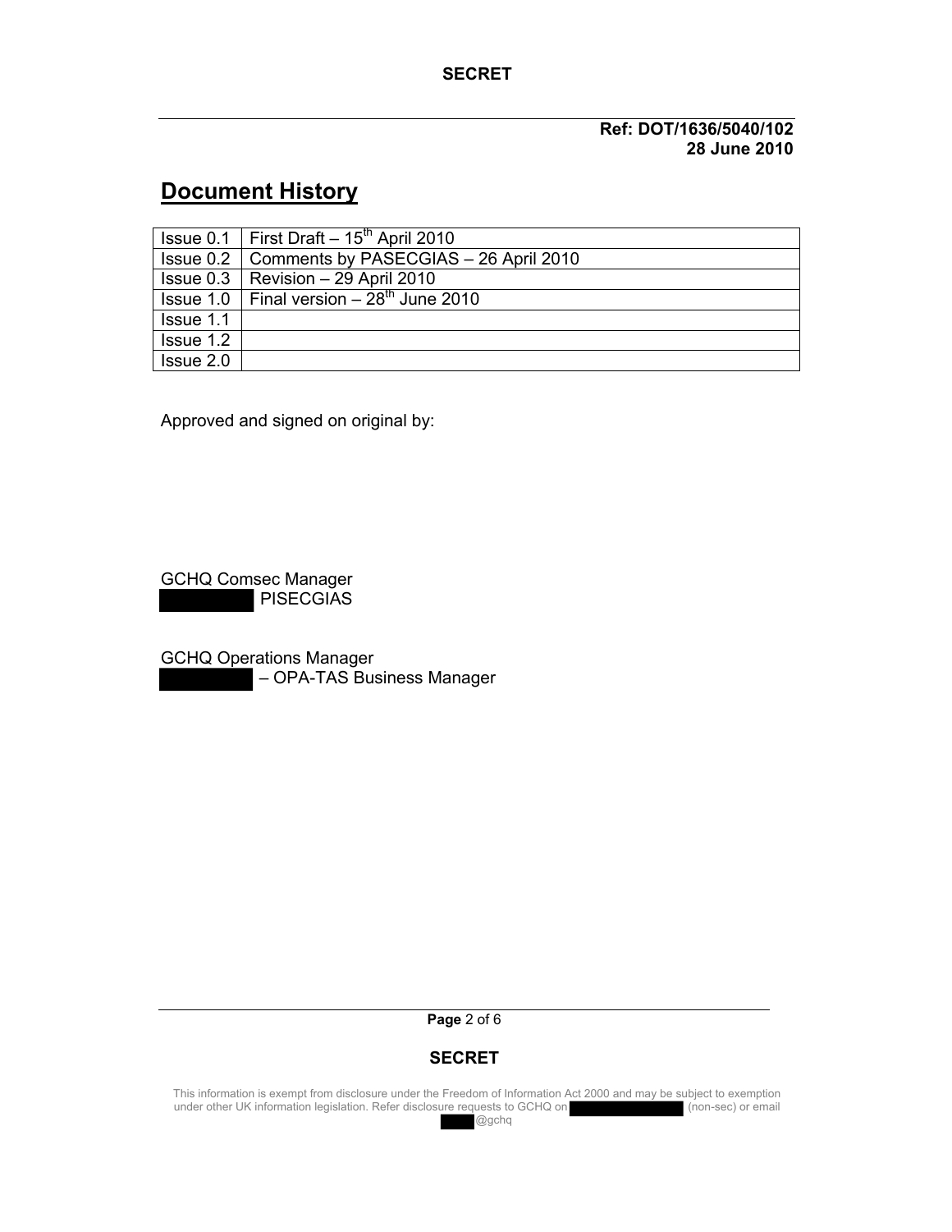Ref: DOT/1636/5040/102
28 June 2010

# Document History

| | |
|---|---|
| Issue 0.1 | First Draft – 15th April 2010 |
| Issue 0.2 | Comments by PASECGIAS – 26 April 2010 |
| Issue 0.3 | Revision – 29 April 2010 |
| Issue 1.0 | Final version – 28th June 2010 |
| Issue 1.1 | |
| Issue 1.2 | |
| Issue 2.0 | |

Approved and signed on original by:

GCHQ Comsec Manager
████ PISECGIAS

GCHQ Operations Manager
████ – OPA-TAS Business Manager

This information is exempt from disclosure under the Freedom of Information Act 2000 and may be subject to exemption under other UK information legislation. Refer disclosure requests to GCHQ on ████ (non-sec) or email ████@gchq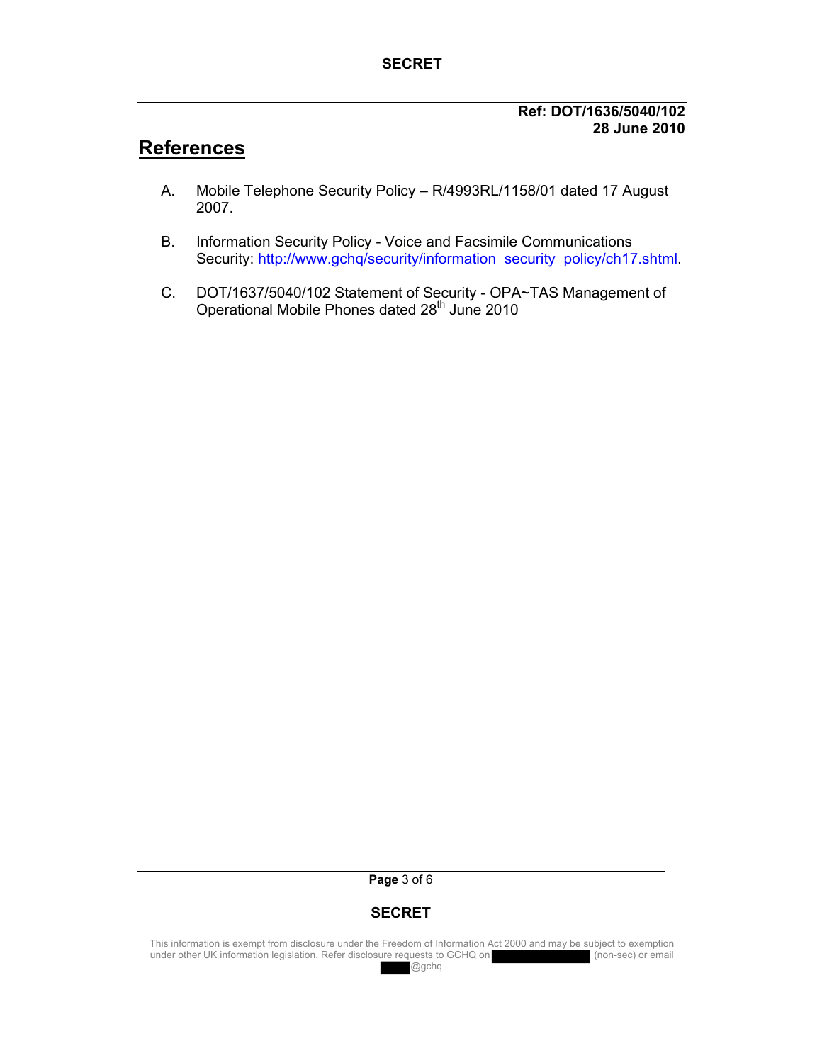**Ref: DOT/1636/5040/102**
**28 June 2010**

# References

A. Mobile Telephone Security Policy – R/4993RL/1158/01 dated 17 August 2007.

B. Information Security Policy - Voice and Facsimile Communications Security: http://www.gchq/security/information_security_policy/ch17.shtml.

C. DOT/1637/5040/102 Statement of Security - OPA~TAS Management of Operational Mobile Phones dated 28th June 2010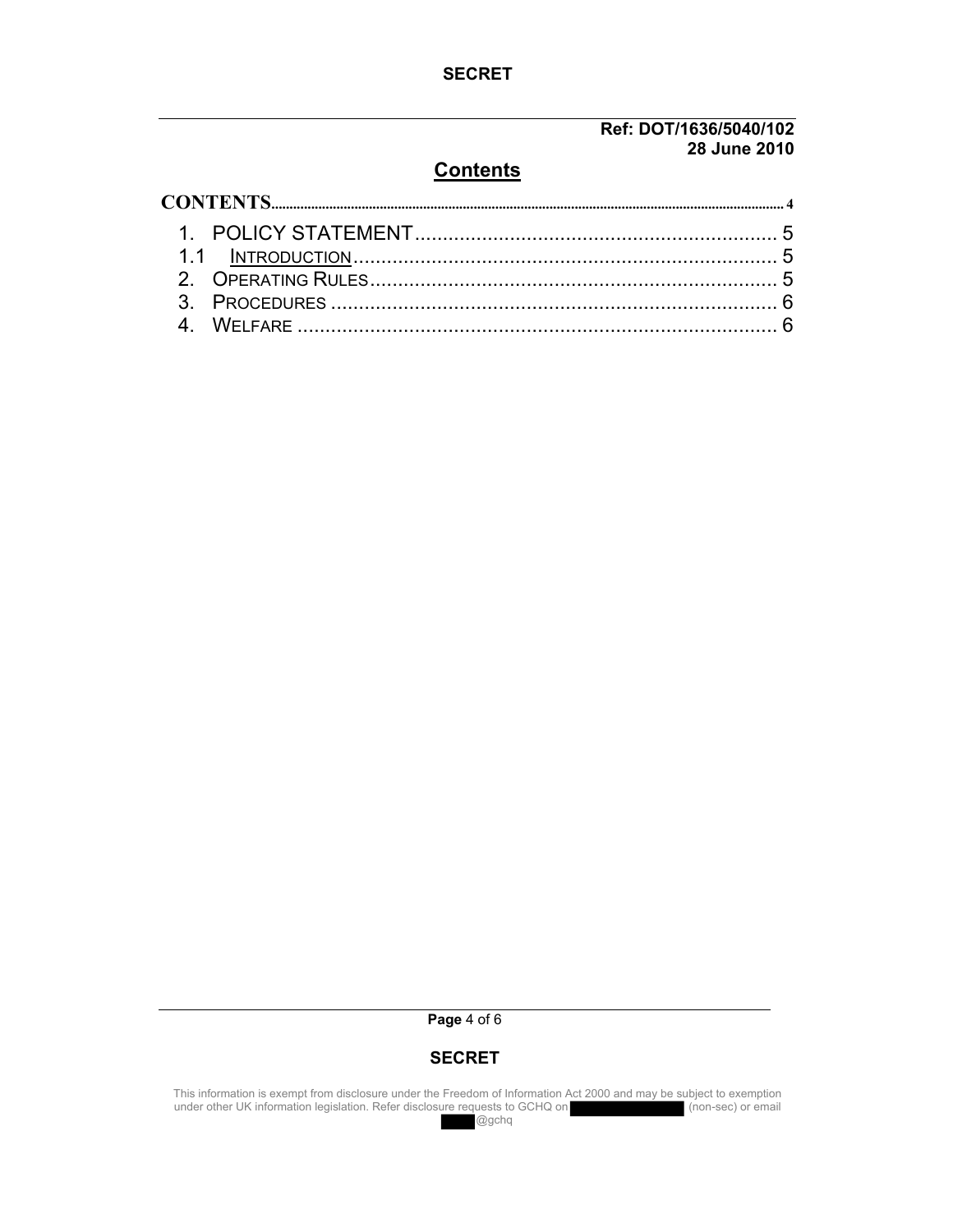Ref: DOT/1636/5040/102
28 June 2010

## Contents

CONTENTS.......................................................................................................................................... 4

1. POLICY STATEMENT............................................................... 5

1.1 INTRODUCTION........................................................................ 5

2. OPERATING RULES.................................................................... 5

3. PROCEDURES ............................................................................ 6

4. WELFARE ................................................................................... 6

This information is exempt from disclosure under the Freedom of Information Act 2000 and may be subject to exemption under other UK information legislation. Refer disclosure requests to GCHQ on [REDACTED] (non-sec) or email [REDACTED]@gchq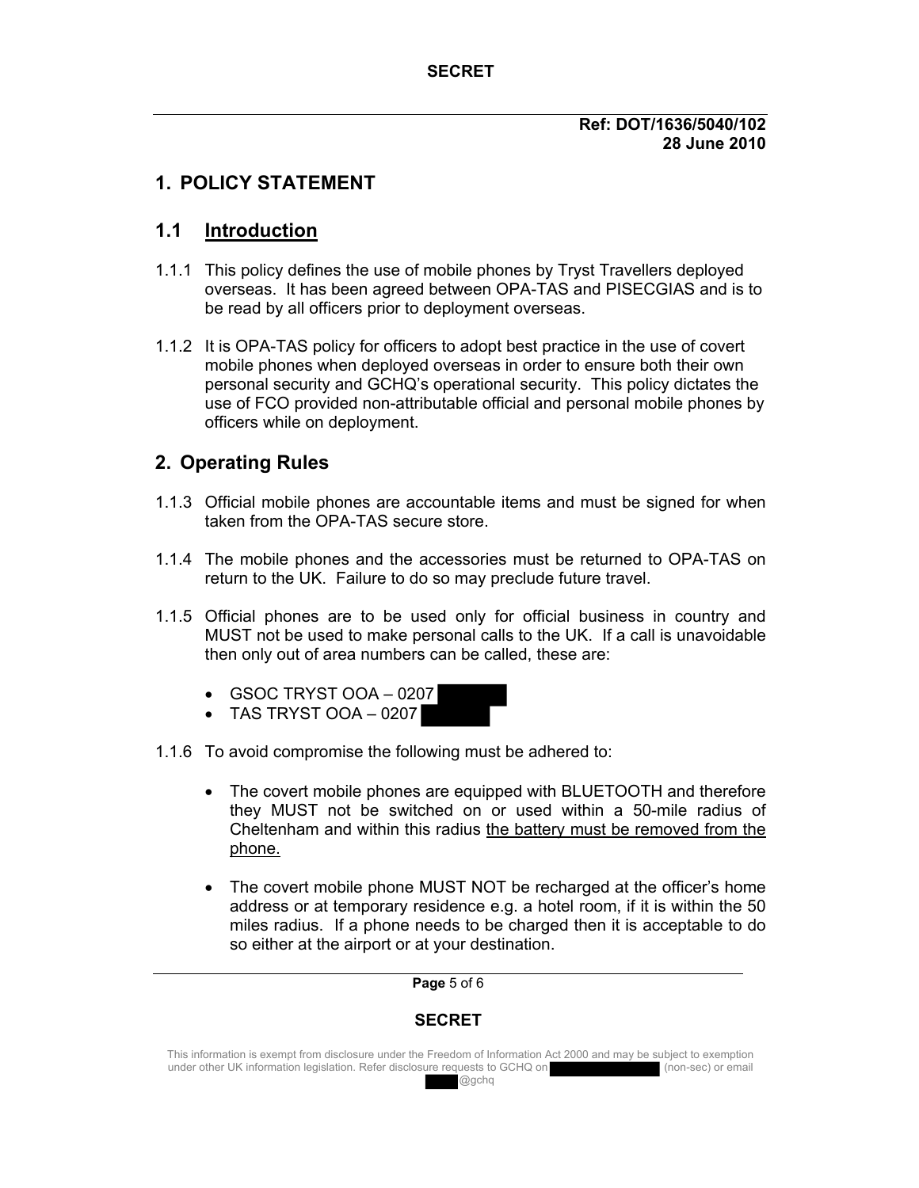**Ref: DOT/1636/5040/102**
**28 June 2010**

# 1. POLICY STATEMENT

## 1.1 Introduction

1.1.1 This policy defines the use of mobile phones by Tryst Travellers deployed overseas. It has been agreed between OPA-TAS and PISECGIAS and is to be read by all officers prior to deployment overseas.

1.1.2 It is OPA-TAS policy for officers to adopt best practice in the use of covert mobile phones when deployed overseas in order to ensure both their own personal security and GCHQ's operational security. This policy dictates the use of FCO provided non-attributable official and personal mobile phones by officers while on deployment.

# 2. Operating Rules

1.1.3 Official mobile phones are accountable items and must be signed for when taken from the OPA-TAS secure store.

1.1.4 The mobile phones and the accessories must be returned to OPA-TAS on return to the UK. Failure to do so may preclude future travel.

1.1.5 Official phones are to be used only for official business in country and MUST not be used to make personal calls to the UK. If a call is unavoidable then only out of area numbers can be called, these are:

- GSOC TRYST OOA – 0207 [redacted]
- TAS TRYST OOA – 0207 [redacted]

1.1.6 To avoid compromise the following must be adhered to:

- The covert mobile phones are equipped with BLUETOOTH and therefore they MUST not be switched on or used within a 50-mile radius of Cheltenham and within this radius <u>the battery must be removed from the phone.</u>

- The covert mobile phone MUST NOT be recharged at the officer's home address or at temporary residence e.g. a hotel room, if it is within the 50 miles radius. If a phone needs to be charged then it is acceptable to do so either at the airport or at your destination.

This information is exempt from disclosure under the Freedom of Information Act 2000 and may be subject to exemption under other UK information legislation. Refer disclosure requests to GCHQ on [redacted] (non-sec) or email [redacted]@gchq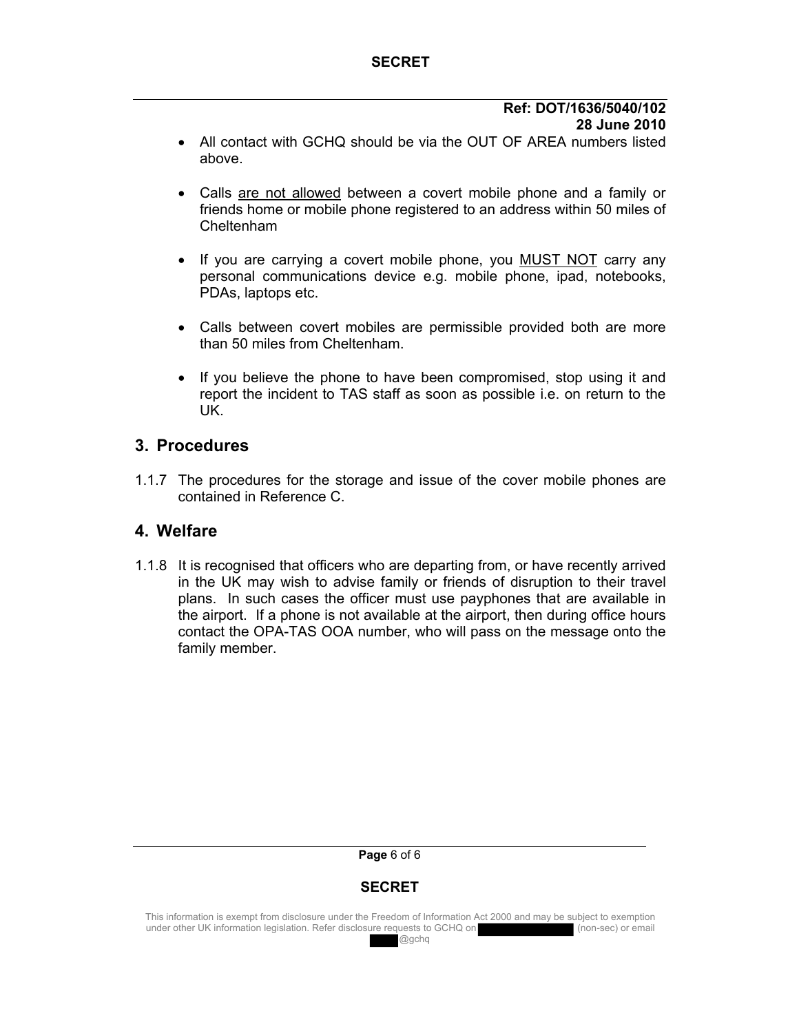- All contact with GCHQ should be via the OUT OF AREA numbers listed above.

- Calls are not allowed between a covert mobile phone and a family or friends home or mobile phone registered to an address within 50 miles of Cheltenham

- If you are carrying a covert mobile phone, you MUST NOT carry any personal communications device e.g. mobile phone, ipad, notebooks, PDAs, laptops etc.

- Calls between covert mobiles are permissible provided both are more than 50 miles from Cheltenham.

- If you believe the phone to have been compromised, stop using it and report the incident to TAS staff as soon as possible i.e. on return to the UK.

## 3. Procedures

1.1.7 The procedures for the storage and issue of the cover mobile phones are contained in Reference C.

## 4. Welfare

1.1.8 It is recognised that officers who are departing from, or have recently arrived in the UK may wish to advise family or friends of disruption to their travel plans. In such cases the officer must use payphones that are available in the airport. If a phone is not available at the airport, then during office hours contact the OPA-TAS OOA number, who will pass on the message onto the family member.